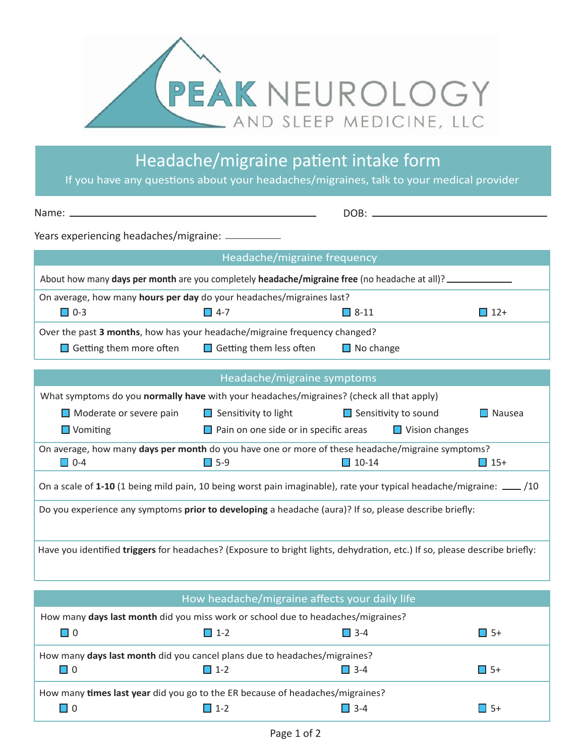# PEAK NEUROLOGY AND SLEEP MEDICINE, LLC

## Headache/migraine patient intake form

If you have any questions about your headaches/migraines, talk to your medical provider

Name: ____________________ DOB: ____________________

Years experiencing headaches/migraine: __________

### Headache/migraine frequency

About how many **days per month** are you completely **headache/migraine free** (no headache at all)? __________

On average, how many **hours per day** do your headaches/migraines last?

- ☐ 0-3
- ☐ 4-7
- ☐ 8-11
- ☐ 12+

Over the past **3 months**, how has your headache/migraine frequency changed?

- ☐ Getting them more often
- ☐ Getting them less often
- ☐ No change

### Headache/migraine symptoms

What symptoms do you **normally have** with your headaches/migraines? (check all that apply)

- ☐ Moderate or severe pain
- ☐ Sensitivity to light
- ☐ Sensitivity to sound
- ☐ Nausea
- ☐ Vomiting
- ☐ Pain on one side or in specific areas
- ☐ Vision changes

On average, how many **days per month** do you have one or more of these headache/migraine symptoms?

- ☐ 0-4
- ☐ 5-9
- ☐ 10-14
- ☐ 15+

On a scale of **1-10** (1 being mild pain, 10 being worst pain imaginable), rate your typical headache/migraine: ____ /10

Do you experience any symptoms **prior to developing** a headache (aura)? If so, please describe briefly:

Have you identified **triggers** for headaches? (Exposure to bright lights, dehydration, etc.) If so, please describe briefly:

### How headache/migraine affects your daily life

How many **days last month** did you miss work or school due to headaches/migraines?

- ☐ 0
- ☐ 1-2
- ☐ 3-4
- ☐ 5+

How many **days last month** did you cancel plans due to headaches/migraines?

- ☐ 0
- ☐ 1-2
- ☐ 3-4
- ☐ 5+

How many **times last year** did you go to the ER because of headaches/migraines?

- ☐ 0
- ☐ 1-2
- ☐ 3-4
- ☐ 5+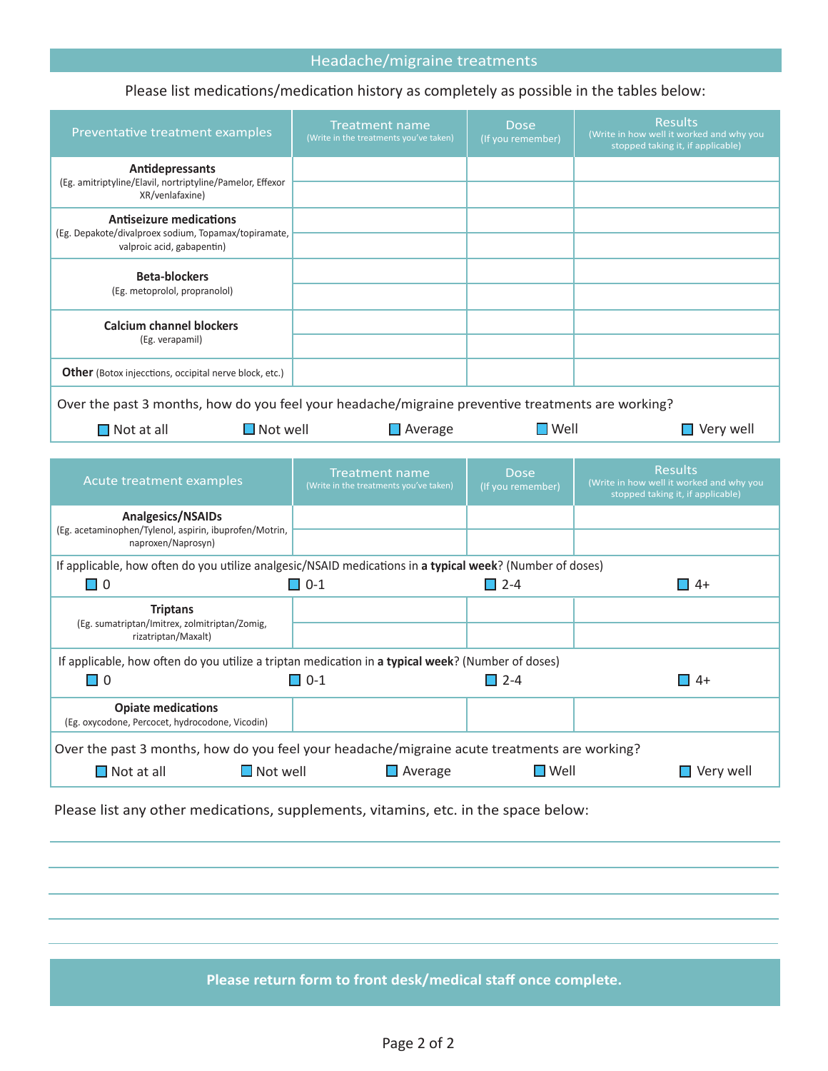## Headache/migraine treatments

Please list medications/medication history as completely as possible in the tables below:

| Preventative treatment examples | Treatment name (Write in the treatments you've taken) | Dose (If you remember) | Results (Write in how well it worked and why you stopped taking it, if applicable) |
|---|---|---|---|
| **Antidepressants** (Eg. amitriptyline/Elavil, nortriptyline/Pamelor, Effexor XR/venlafaxine) | | | |
| | | | |
| **Antiseizure medications** (Eg. Depakote/divalproex sodium, Topamax/topiramate, valproic acid, gabapentin) | | | |
| | | | |
| **Beta-blockers** (Eg. metoprolol, propranolol) | | | |
| | | | |
| **Calcium channel blockers** (Eg. verapamil) | | | |
| | | | |
| **Other** (Botox injecctions, occipital nerve block, etc.) | | | |

Over the past 3 months, how do you feel your headache/migraine preventive treatments are working?

☐ Not at all ☐ Not well ☐ Average ☐ Well ☐ Very well

| Acute treatment examples | Treatment name (Write in the treatments you've taken) | Dose (If you remember) | Results (Write in how well it worked and why you stopped taking it, if applicable) |
|---|---|---|---|
| **Analgesics/NSAIDs** (Eg. acetaminophen/Tylenol, aspirin, ibuprofen/Motrin, naproxen/Naprosyn) | | | |
| | | | |

If applicable, how often do you utilize analgesic/NSAID medications in **a typical week**? (Number of doses)

☐ 0 ☐ 0-1 ☐ 2-4 ☐ 4+

| | | | |
|---|---|---|---|
| **Triptans** (Eg. sumatriptan/Imitrex, zolmitriptan/Zomig, rizatriptan/Maxalt) | | | |
| | | | |

If applicable, how often do you utilize a triptan medication in **a typical week**? (Number of doses)

☐ 0 ☐ 0-1 ☐ 2-4 ☐ 4+

| | | | |
|---|---|---|---|
| **Opiate medications** (Eg. oxycodone, Percocet, hydrocodone, Vicodin) | | | |

Over the past 3 months, how do you feel your headache/migraine acute treatments are working?

☐ Not at all ☐ Not well ☐ Average ☐ Well ☐ Very well

Please list any other medications, supplements, vitamins, etc. in the space below:

\_\_\_\_\_\_\_\_\_\_\_\_\_\_\_\_\_\_\_\_\_\_\_\_\_\_\_\_\_\_\_\_\_\_\_\_\_\_\_\_

\_\_\_\_\_\_\_\_\_\_\_\_\_\_\_\_\_\_\_\_\_\_\_\_\_\_\_\_\_\_\_\_\_\_\_\_\_\_\_\_

\_\_\_\_\_\_\_\_\_\_\_\_\_\_\_\_\_\_\_\_\_\_\_\_\_\_\_\_\_\_\_\_\_\_\_\_\_\_\_\_

\_\_\_\_\_\_\_\_\_\_\_\_\_\_\_\_\_\_\_\_\_\_\_\_\_\_\_\_\_\_\_\_\_\_\_\_\_\_\_\_

**Please return form to front desk/medical staff once complete.**